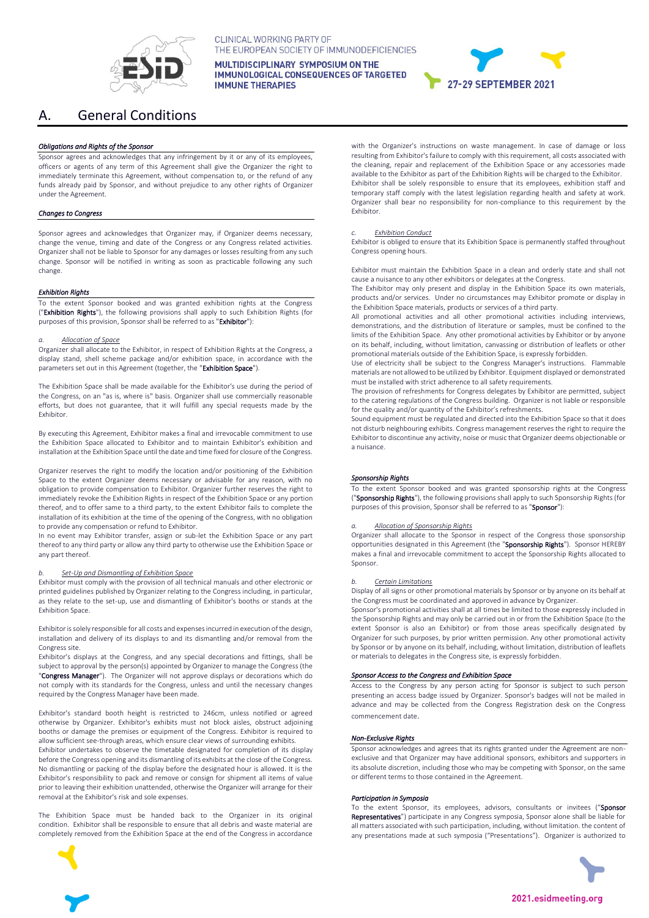# A. General Conditions

***Obligations and Rights of the Sponsor***

Sponsor agrees and acknowledges that any infringement by it or any of its employees, officers or agents of any term of this Agreement shall give the Organizer the right to immediately terminate this Agreement, without compensation to, or the refund of any funds already paid by Sponsor, and without prejudice to any other rights of Organizer under the Agreement.

***Changes to Congress***

Sponsor agrees and acknowledges that Organizer may, if Organizer deems necessary, change the venue, timing and date of the Congress or any Congress related activities. Organizer shall not be liable to Sponsor for any damages or losses resulting from any such change. Sponsor will be notified in writing as soon as practicable following any such change.

***Exhibition Rights***

To the extent Sponsor booked and was granted exhibition rights at the Congress ("**Exhibition Rights**"), the following provisions shall apply to such Exhibition Rights (for purposes of this provision, Sponsor shall be referred to as "**Exhibitor**"):

*a. Allocation of Space*

Organizer shall allocate to the Exhibitor, in respect of Exhibition Rights at the Congress, a display stand, shell scheme package and/or exhibition space, in accordance with the parameters set out in this Agreement (together, the "**Exhibition Space**").

The Exhibition Space shall be made available for the Exhibitor's use during the period of the Congress, on an "as is, where is" basis. Organizer shall use commercially reasonable efforts, but does not guarantee, that it will fulfill any special requests made by the Exhibitor.

By executing this Agreement, Exhibitor makes a final and irrevocable commitment to use the Exhibition Space allocated to Exhibitor and to maintain Exhibitor's exhibition and installation at the Exhibition Space until the date and time fixed for closure of the Congress.

Organizer reserves the right to modify the location and/or positioning of the Exhibition Space to the extent Organizer deems necessary or advisable for any reason, with no obligation to provide compensation to Exhibitor. Organizer further reserves the right to immediately revoke the Exhibition Rights in respect of the Exhibition Space or any portion thereof, and to offer same to a third party, to the extent Exhibitor fails to complete the installation of its exhibition at the time of the opening of the Congress, with no obligation to provide any compensation or refund to Exhibitor.

In no event may Exhibitor transfer, assign or sub-let the Exhibition Space or any part thereof to any third party or allow any third party to otherwise use the Exhibition Space or any part thereof.

*b. Set-Up and Dismantling of Exhibition Space*

Exhibitor must comply with the provision of all technical manuals and other electronic or printed guidelines published by Organizer relating to the Congress including, in particular, as they relate to the set-up, use and dismantling of Exhibitor's booths or stands at the Exhibition Space.

Exhibitor is solely responsible for all costs and expenses incurred in execution of the design, installation and delivery of its displays to and its dismantling and/or removal from the Congress site.

Exhibitor's displays at the Congress, and any special decorations and fittings, shall be subject to approval by the person(s) appointed by Organizer to manage the Congress (the "**Congress Manager**"). The Organizer will not approve displays or decorations which do not comply with its standards for the Congress, unless and until the necessary changes required by the Congress Manager have been made.

Exhibitor's standard booth height is restricted to 246cm, unless notified or agreed otherwise by Organizer. Exhibitor's exhibits must not block aisles, obstruct adjoining booths or damage the premises or equipment of the Congress. Exhibitor is required to allow sufficient see-through areas, which ensure clear views of surrounding exhibits.

Exhibitor undertakes to observe the timetable designated for completion of its display before the Congress opening and its dismantling of its exhibits at the close of the Congress. No dismantling or packing of the display before the designated hour is allowed. It is the Exhibitor's responsibility to pack and remove or consign for shipment all items of value prior to leaving their exhibition unattended, otherwise the Organizer will arrange for their removal at the Exhibitor's risk and sole expenses.

The Exhibition Space must be handed back to the Organizer in its original condition. Exhibitor shall be responsible to ensure that all debris and waste material are completely removed from the Exhibition Space at the end of the Congress in accordance with the Organizer's instructions on waste management. In case of damage or loss resulting from Exhibitor's failure to comply with this requirement, all costs associated with the cleaning, repair and replacement of the Exhibition Space or any accessories made available to the Exhibitor as part of the Exhibition Rights will be charged to the Exhibitor.

Exhibitor shall be solely responsible to ensure that its employees, exhibition staff and temporary staff comply with the latest legislation regarding health and safety at work. Organizer shall bear no responsibility for non-compliance to this requirement by the Exhibitor.

*c. Exhibition Conduct*

Exhibitor is obliged to ensure that its Exhibition Space is permanently staffed throughout Congress opening hours.

Exhibitor must maintain the Exhibition Space in a clean and orderly state and shall not cause a nuisance to any other exhibitors or delegates at the Congress.

The Exhibitor may only present and display in the Exhibition Space its own materials, products and/or services. Under no circumstances may Exhibitor promote or display in the Exhibition Space materials, products or services of a third party.

All promotional activities and all other promotional activities including interviews, demonstrations, and the distribution of literature or samples, must be confined to the limits of the Exhibition Space. Any other promotional activities by Exhibitor or by anyone on its behalf, including, without limitation, canvassing or distribution of leaflets or other promotional materials outside of the Exhibition Space, is expressly forbidden.

Use of electricity shall be subject to the Congress Manager's instructions. Flammable materials are not allowed to be utilized by Exhibitor. Equipment displayed or demonstrated must be installed with strict adherence to all safety requirements.

The provision of refreshments for Congress delegates by Exhibitor are permitted, subject to the catering regulations of the Congress building. Organizer is not liable or responsible for the quality and/or quantity of the Exhibitor's refreshments.

Sound equipment must be regulated and directed into the Exhibition Space so that it does not disturb neighbouring exhibits. Congress management reserves the right to require the Exhibitor to discontinue any activity, noise or music that Organizer deems objectionable or a nuisance.

***Sponsorship Rights***

To the extent Sponsor booked and was granted sponsorship rights at the Congress ("**Sponsorship Rights**"), the following provisions shall apply to such Sponsorship Rights (for purposes of this provision, Sponsor shall be referred to as "**Sponsor**"):

*a. Allocation of Sponsorship Rights*

Organizer shall allocate to the Sponsor in respect of the Congress those sponsorship opportunities designated in this Agreement (the "**Sponsorship Rights**"). Sponsor HEREBY makes a final and irrevocable commitment to accept the Sponsorship Rights allocated to Sponsor.

*b. Certain Limitations*

Display of all signs or other promotional materials by Sponsor or by anyone on its behalf at the Congress must be coordinated and approved in advance by Organizer.

Sponsor's promotional activities shall at all times be limited to those expressly included in the Sponsorship Rights and may only be carried out in or from the Exhibition Space (to the extent Sponsor is also an Exhibitor) or from those areas specifically designated by Organizer for such purposes, by prior written permission. Any other promotional activity by Sponsor or by anyone on its behalf, including, without limitation, distribution of leaflets or materials to delegates in the Congress site, is expressly forbidden.

***Sponsor Access to the Congress and Exhibition Space***

Access to the Congress by any person acting for Sponsor is subject to such person presenting an access badge issued by Organizer. Sponsor's badges will not be mailed in advance and may be collected from the Congress Registration desk on the Congress commencement date.

***Non-Exclusive Rights***

Sponsor acknowledges and agrees that its rights granted under the Agreement are non-exclusive and that Organizer may have additional sponsors, exhibitors and supporters in its absolute discretion, including those who may be competing with Sponsor, on the same or different terms to those contained in the Agreement.

***Participation in Symposia***

To the extent Sponsor, its employees, advisors, consultants or invitees ("**Sponsor Representatives**") participate in any Congress symposia, Sponsor alone shall be liable for all matters associated with such participation, including, without limitation. the content of any presentations made at such symposia ("Presentations"). Organizer is authorized to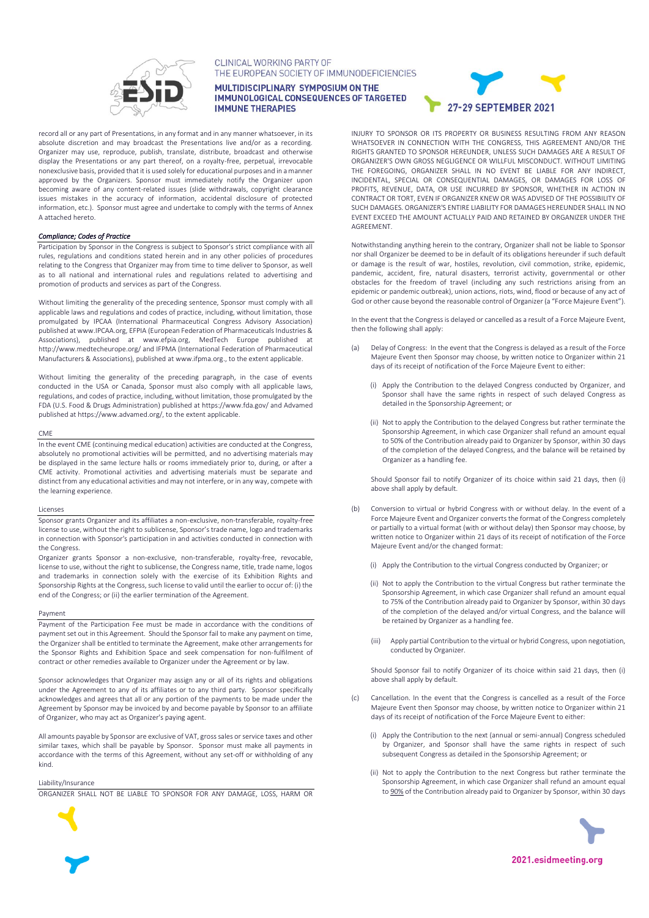record all or any part of Presentations, in any format and in any manner whatsoever, in its absolute discretion and may broadcast the Presentations live and/or as a recording. Organizer may use, reproduce, publish, translate, distribute, broadcast and otherwise display the Presentations or any part thereof, on a royalty-free, perpetual, irrevocable nonexclusive basis, provided that it is used solely for educational purposes and in a manner approved by the Organizers. Sponsor must immediately notify the Organizer upon becoming aware of any content-related issues (slide withdrawals, copyright clearance issues mistakes in the accuracy of information, accidental disclosure of protected information, etc.). Sponsor must agree and undertake to comply with the terms of Annex A attached hereto.

### *Compliance; Codes of Practice*

Participation by Sponsor in the Congress is subject to Sponsor's strict compliance with all rules, regulations and conditions stated herein and in any other policies of procedures relating to the Congress that Organizer may from time to time deliver to Sponsor, as well as to all national and international rules and regulations related to advertising and promotion of products and services as part of the Congress.

Without limiting the generality of the preceding sentence, Sponsor must comply with all applicable laws and regulations and codes of practice, including, without limitation, those promulgated by IPCAA (International Pharmaceutical Congress Advisory Association) published at www.IPCAA.org, EFPIA (European Federation of Pharmaceuticals Industries & Associations), published at www.efpia.org, MedTech Europe published at http://www.medtecheurope.org/ and IFPMA (International Federation of Pharmaceutical Manufacturers & Associations), published at www.ifpma.org., to the extent applicable.

Without limiting the generality of the preceding paragraph, in the case of events conducted in the USA or Canada, Sponsor must also comply with all applicable laws, regulations, and codes of practice, including, without limitation, those promulgated by the FDA (U.S. Food & Drugs Administration) published at https://www.fda.gov/ and Advamed published at https://www.advamed.org/, to the extent applicable.

### CME

In the event CME (continuing medical education) activities are conducted at the Congress, absolutely no promotional activities will be permitted, and no advertising materials may be displayed in the same lecture halls or rooms immediately prior to, during, or after a CME activity. Promotional activities and advertising materials must be separate and distinct from any educational activities and may not interfere, or in any way, compete with the learning experience.

### Licenses

Sponsor grants Organizer and its affiliates a non-exclusive, non-transferable, royalty-free license to use, without the right to sublicense, Sponsor's trade name, logo and trademarks in connection with Sponsor's participation in and activities conducted in connection with the Congress.

Organizer grants Sponsor a non-exclusive, non-transferable, royalty-free, revocable, license to use, without the right to sublicense, the Congress name, title, trade name, logos and trademarks in connection solely with the exercise of its Exhibition Rights and Sponsorship Rights at the Congress, such license to valid until the earlier to occur of: (i) the end of the Congress; or (ii) the earlier termination of the Agreement.

### Payment

Payment of the Participation Fee must be made in accordance with the conditions of payment set out in this Agreement. Should the Sponsor fail to make any payment on time, the Organizer shall be entitled to terminate the Agreement, make other arrangements for the Sponsor Rights and Exhibition Space and seek compensation for non-fulfilment of contract or other remedies available to Organizer under the Agreement or by law.

Sponsor acknowledges that Organizer may assign any or all of its rights and obligations under the Agreement to any of its affiliates or to any third party. Sponsor specifically acknowledges and agrees that all or any portion of the payments to be made under the Agreement by Sponsor may be invoiced by and become payable by Sponsor to an affiliate of Organizer, who may act as Organizer's paying agent.

All amounts payable by Sponsor are exclusive of VAT, gross sales or service taxes and other similar taxes, which shall be payable by Sponsor. Sponsor must make all payments in accordance with the terms of this Agreement, without any set-off or withholding of any kind.

### Liability/Insurance

ORGANIZER SHALL NOT BE LIABLE TO SPONSOR FOR ANY DAMAGE, LOSS, HARM OR INJURY TO SPONSOR OR ITS PROPERTY OR BUSINESS RESULTING FROM ANY REASON WHATSOEVER IN CONNECTION WITH THE CONGRESS, THIS AGREEMENT AND/OR THE RIGHTS GRANTED TO SPONSOR HEREUNDER, UNLESS SUCH DAMAGES ARE A RESULT OF ORGANIZER'S OWN GROSS NEGLIGENCE OR WILLFUL MISCONDUCT. WITHOUT LIMITING THE FOREGOING, ORGANIZER SHALL IN NO EVENT BE LIABLE FOR ANY INDIRECT, INCIDENTAL, SPECIAL OR CONSEQUENTIAL DAMAGES, OR DAMAGES FOR LOSS OF PROFITS, REVENUE, DATA, OR USE INCURRED BY SPONSOR, WHETHER IN ACTION IN CONTRACT OR TORT, EVEN IF ORGANIZER KNEW OR WAS ADVISED OF THE POSSIBILITY OF SUCH DAMAGES. ORGANIZER'S ENTIRE LIABILITY FOR DAMAGES HEREUNDER SHALL IN NO EVENT EXCEED THE AMOUNT ACTUALLY PAID AND RETAINED BY ORGANIZER UNDER THE AGREEMENT.

Notwithstanding anything herein to the contrary, Organizer shall not be liable to Sponsor nor shall Organizer be deemed to be in default of its obligations hereunder if such default or damage is the result of war, hostiles, revolution, civil commotion, strike, epidemic, pandemic, accident, fire, natural disasters, terrorist activity, governmental or other obstacles for the freedom of travel (including any such restrictions arising from an epidemic or pandemic outbreak), union actions, riots, wind, flood or because of any act of God or other cause beyond the reasonable control of Organizer (a "Force Majeure Event").

In the event that the Congress is delayed or cancelled as a result of a Force Majeure Event, then the following shall apply:

(a) Delay of Congress: In the event that the Congress is delayed as a result of the Force Majeure Event then Sponsor may choose, by written notice to Organizer within 21 days of its receipt of notification of the Force Majeure Event to either:

   (i) Apply the Contribution to the delayed Congress conducted by Organizer, and Sponsor shall have the same rights in respect of such delayed Congress as detailed in the Sponsorship Agreement; or

   (ii) Not to apply the Contribution to the delayed Congress but rather terminate the Sponsorship Agreement, in which case Organizer shall refund an amount equal to 50% of the Contribution already paid to Organizer by Sponsor, within 30 days of the completion of the delayed Congress, and the balance will be retained by Organizer as a handling fee.

   Should Sponsor fail to notify Organizer of its choice within said 21 days, then (i) above shall apply by default.

(b) Conversion to virtual or hybrid Congress with or without delay. In the event of a Force Majeure Event and Organizer converts the format of the Congress completely or partially to a virtual format (with or without delay) then Sponsor may choose, by written notice to Organizer within 21 days of its receipt of notification of the Force Majeure Event and/or the changed format:

   (i) Apply the Contribution to the virtual Congress conducted by Organizer; or

   (ii) Not to apply the Contribution to the virtual Congress but rather terminate the Sponsorship Agreement, in which case Organizer shall refund an amount equal to 75% of the Contribution already paid to Organizer by Sponsor, within 30 days of the completion of the delayed and/or virtual Congress, and the balance will be retained by Organizer as a handling fee.

   (iii) Apply partial Contribution to the virtual or hybrid Congress, upon negotiation, conducted by Organizer.

   Should Sponsor fail to notify Organizer of its choice within said 21 days, then (i) above shall apply by default.

(c) Cancellation. In the event that the Congress is cancelled as a result of the Force Majeure Event then Sponsor may choose, by written notice to Organizer within 21 days of its receipt of notification of the Force Majeure Event to either:

   (i) Apply the Contribution to the next (annual or semi-annual) Congress scheduled by Organizer, and Sponsor shall have the same rights in respect of such subsequent Congress as detailed in the Sponsorship Agreement; or

   (ii) Not to apply the Contribution to the next Congress but rather terminate the Sponsorship Agreement, in which case Organizer shall refund an amount equal to 90% of the Contribution already paid to Organizer by Sponsor, within 30 days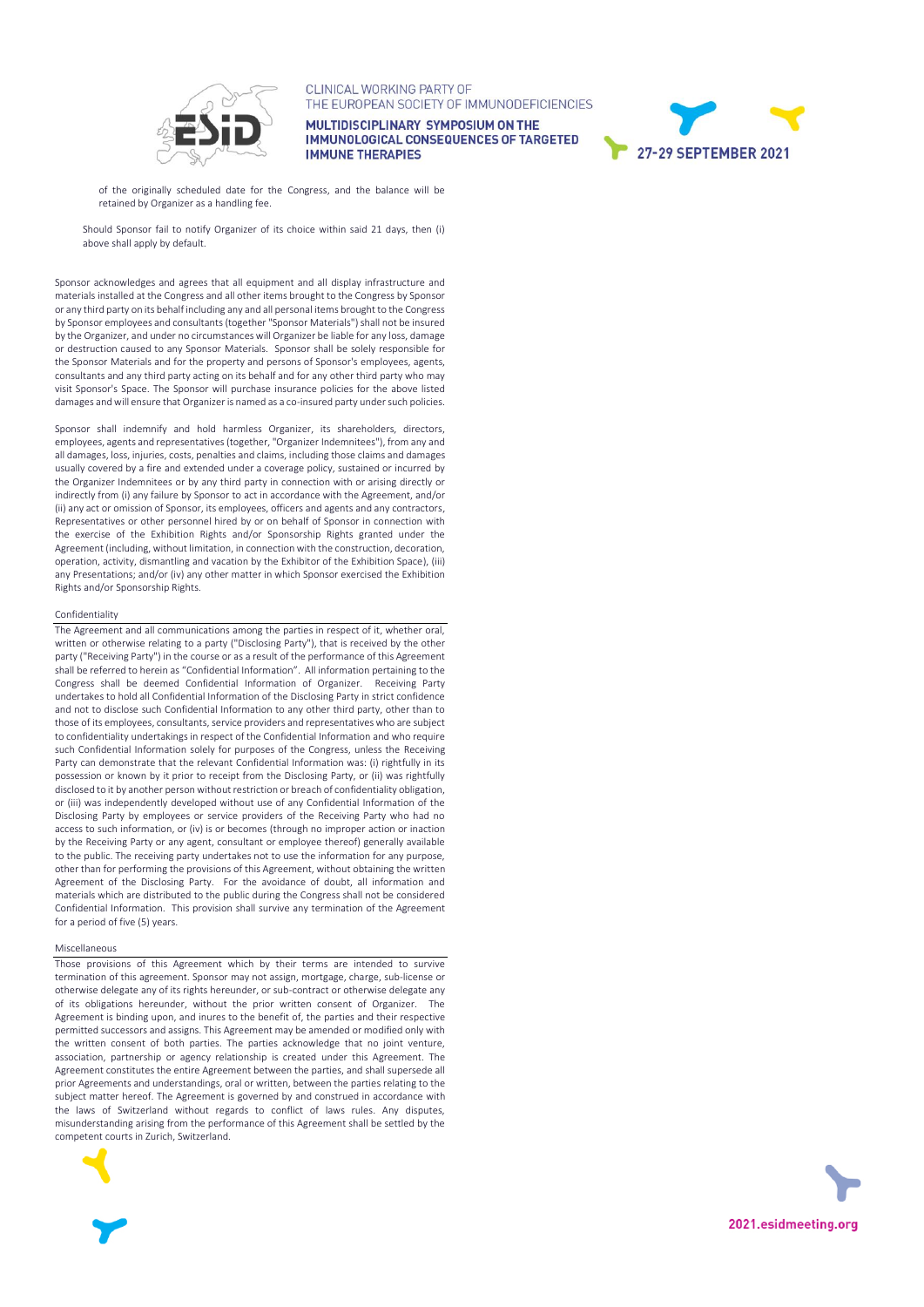of the originally scheduled date for the Congress, and the balance will be retained by Organizer as a handling fee.

Should Sponsor fail to notify Organizer of its choice within said 21 days, then (i) above shall apply by default.

Sponsor acknowledges and agrees that all equipment and all display infrastructure and materials installed at the Congress and all other items brought to the Congress by Sponsor or any third party on its behalf including any and all personal items brought to the Congress by Sponsor employees and consultants (together "Sponsor Materials") shall not be insured by the Organizer, and under no circumstances will Organizer be liable for any loss, damage or destruction caused to any Sponsor Materials. Sponsor shall be solely responsible for the Sponsor Materials and for the property and persons of Sponsor's employees, agents, consultants and any third party acting on its behalf and for any other third party who may visit Sponsor's Space. The Sponsor will purchase insurance policies for the above listed damages and will ensure that Organizer is named as a co-insured party under such policies.

Sponsor shall indemnify and hold harmless Organizer, its shareholders, directors, employees, agents and representatives (together, "Organizer Indemnitees"), from any and all damages, loss, injuries, costs, penalties and claims, including those claims and damages usually covered by a fire and extended under a coverage policy, sustained or incurred by the Organizer Indemnitees or by any third party in connection with or arising directly or indirectly from (i) any failure by Sponsor to act in accordance with the Agreement, and/or (ii) any act or omission of Sponsor, its employees, officers and agents and any contractors, Representatives or other personnel hired by or on behalf of Sponsor in connection with the exercise of the Exhibition Rights and/or Sponsorship Rights granted under the Agreement (including, without limitation, in connection with the construction, decoration, operation, activity, dismantling and vacation by the Exhibitor of the Exhibition Space), (iii) any Presentations; and/or (iv) any other matter in which Sponsor exercised the Exhibition Rights and/or Sponsorship Rights.

## Confidentiality

The Agreement and all communications among the parties in respect of it, whether oral, written or otherwise relating to a party ("Disclosing Party"), that is received by the other party ("Receiving Party") in the course or as a result of the performance of this Agreement shall be referred to herein as "Confidential Information". All information pertaining to the Congress shall be deemed Confidential Information of Organizer. Receiving Party undertakes to hold all Confidential Information of the Disclosing Party in strict confidence and not to disclose such Confidential Information to any other third party, other than to those of its employees, consultants, service providers and representatives who are subject to confidentiality undertakings in respect of the Confidential Information and who require such Confidential Information solely for purposes of the Congress, unless the Receiving Party can demonstrate that the relevant Confidential Information was: (i) rightfully in its possession or known by it prior to receipt from the Disclosing Party, or (ii) was rightfully disclosed to it by another person without restriction or breach of confidentiality obligation, or (iii) was independently developed without use of any Confidential Information of the Disclosing Party by employees or service providers of the Receiving Party who had no access to such information, or (iv) is or becomes (through no improper action or inaction by the Receiving Party or any agent, consultant or employee thereof) generally available to the public. The receiving party undertakes not to use the information for any purpose, other than for performing the provisions of this Agreement, without obtaining the written Agreement of the Disclosing Party. For the avoidance of doubt, all information and materials which are distributed to the public during the Congress shall not be considered Confidential Information. This provision shall survive any termination of the Agreement for a period of five (5) years.

## Miscellaneous

Those provisions of this Agreement which by their terms are intended to survive termination of this agreement. Sponsor may not assign, mortgage, charge, sub-license or otherwise delegate any of its rights hereunder, or sub-contract or otherwise delegate any of its obligations hereunder, without the prior written consent of Organizer. The Agreement is binding upon, and inures to the benefit of, the parties and their respective permitted successors and assigns. This Agreement may be amended or modified only with the written consent of both parties. The parties acknowledge that no joint venture, association, partnership or agency relationship is created under this Agreement. The Agreement constitutes the entire Agreement between the parties, and shall supersede all prior Agreements and understandings, oral or written, between the parties relating to the subject matter hereof. The Agreement is governed by and construed in accordance with the laws of Switzerland without regards to conflict of laws rules. Any disputes, misunderstanding arising from the performance of this Agreement shall be settled by the competent courts in Zurich, Switzerland.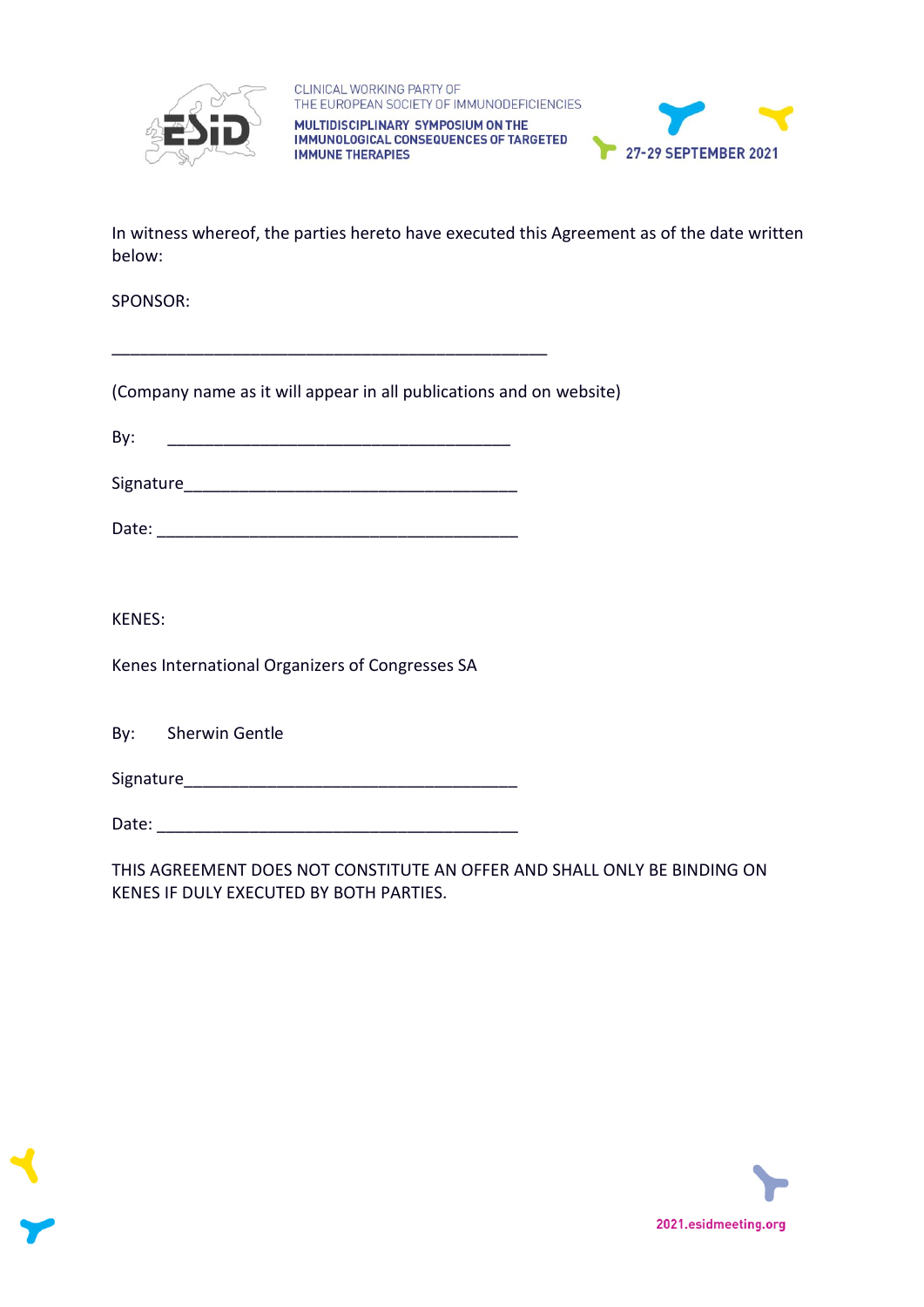In witness whereof, the parties hereto have executed this Agreement as of the date written below:

SPONSOR:

_______________________________________________

(Company name as it will appear in all publications and on website)

By: _____________________________________

Signature_______________________________________

Date: __________________________________________

KENES:

Kenes International Organizers of Congresses SA

By: Sherwin Gentle

Signature_______________________________________

Date: __________________________________________

THIS AGREEMENT DOES NOT CONSTITUTE AN OFFER AND SHALL ONLY BE BINDING ON KENES IF DULY EXECUTED BY BOTH PARTIES.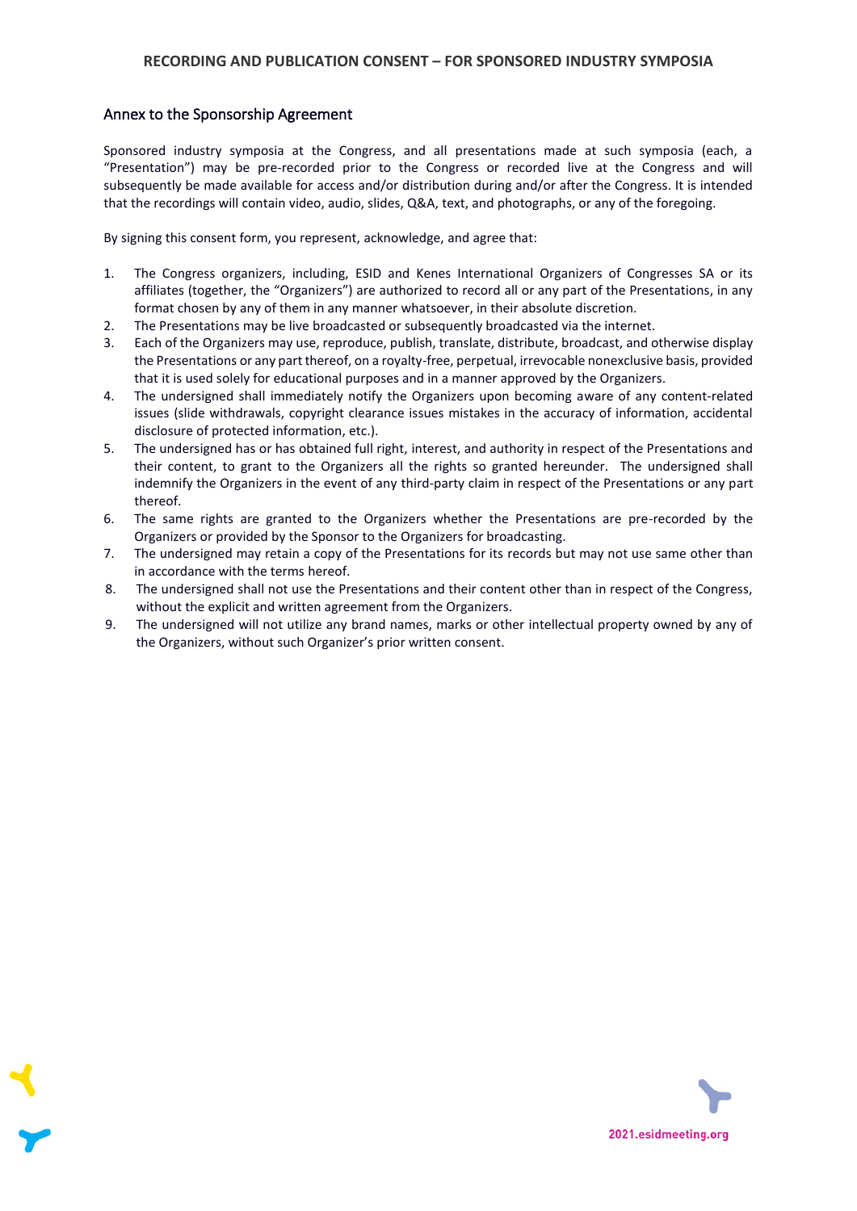## RECORDING AND PUBLICATION CONSENT – FOR SPONSORED INDUSTRY SYMPOSIA

### Annex to the Sponsorship Agreement

Sponsored industry symposia at the Congress, and all presentations made at such symposia (each, a "Presentation") may be pre-recorded prior to the Congress or recorded live at the Congress and will subsequently be made available for access and/or distribution during and/or after the Congress. It is intended that the recordings will contain video, audio, slides, Q&A, text, and photographs, or any of the foregoing.

By signing this consent form, you represent, acknowledge, and agree that:

1. The Congress organizers, including, ESID and Kenes International Organizers of Congresses SA or its affiliates (together, the "Organizers") are authorized to record all or any part of the Presentations, in any format chosen by any of them in any manner whatsoever, in their absolute discretion.
2. The Presentations may be live broadcasted or subsequently broadcasted via the internet.
3. Each of the Organizers may use, reproduce, publish, translate, distribute, broadcast, and otherwise display the Presentations or any part thereof, on a royalty-free, perpetual, irrevocable nonexclusive basis, provided that it is used solely for educational purposes and in a manner approved by the Organizers.
4. The undersigned shall immediately notify the Organizers upon becoming aware of any content-related issues (slide withdrawals, copyright clearance issues mistakes in the accuracy of information, accidental disclosure of protected information, etc.).
5. The undersigned has or has obtained full right, interest, and authority in respect of the Presentations and their content, to grant to the Organizers all the rights so granted hereunder. The undersigned shall indemnify the Organizers in the event of any third-party claim in respect of the Presentations or any part thereof.
6. The same rights are granted to the Organizers whether the Presentations are pre-recorded by the Organizers or provided by the Sponsor to the Organizers for broadcasting.
7. The undersigned may retain a copy of the Presentations for its records but may not use same other than in accordance with the terms hereof.
8. The undersigned shall not use the Presentations and their content other than in respect of the Congress, without the explicit and written agreement from the Organizers.
9. The undersigned will not utilize any brand names, marks or other intellectual property owned by any of the Organizers, without such Organizer's prior written consent.